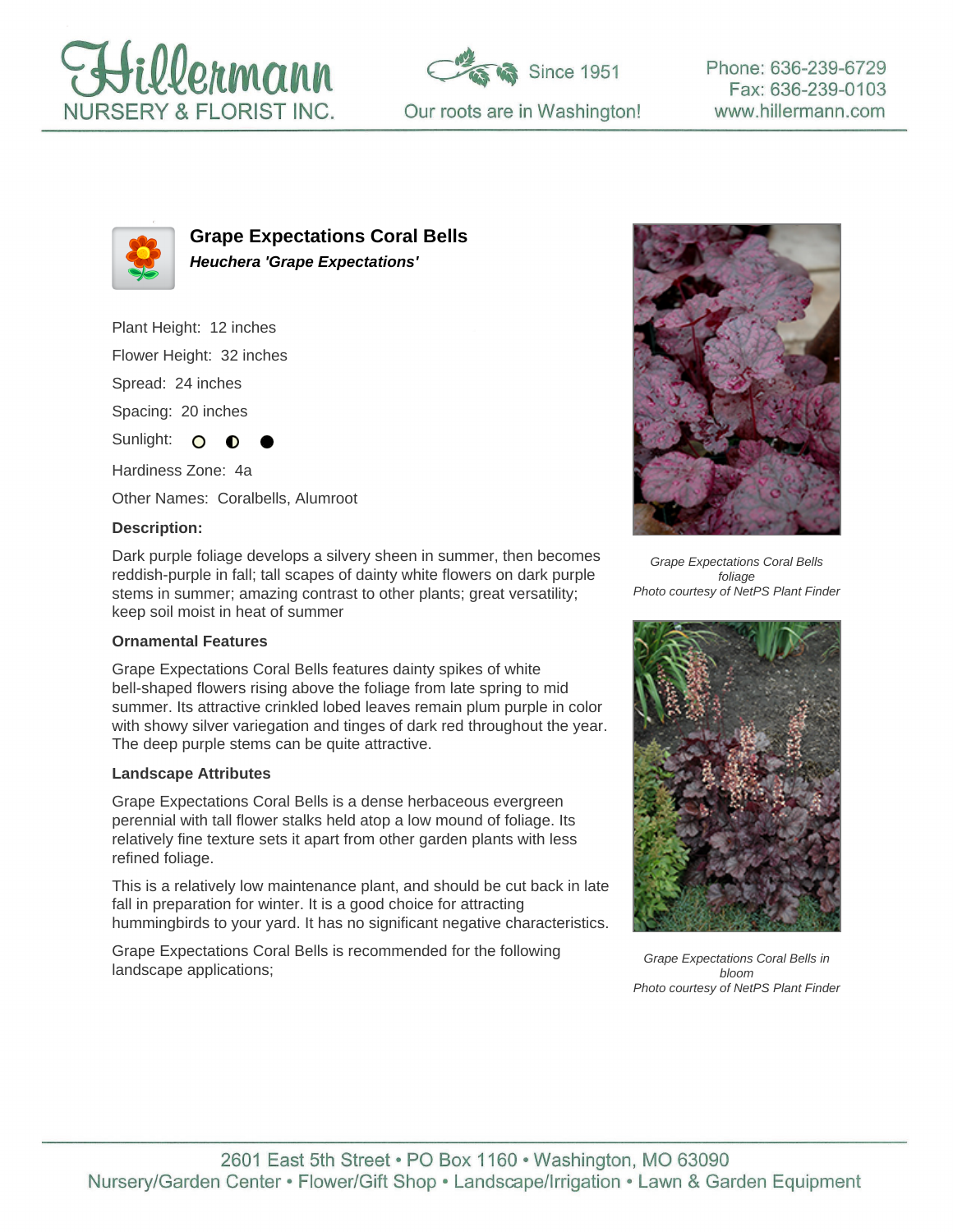# Grape Expectations Coral Bells

***Heuchera 'Grape Expectations'***

Plant Height: 12 inches

Flower Height: 32 inches

Spread: 24 inches

Spacing: 20 inches

Sunlight: ○ ◐ ●

Hardiness Zone: 4a

Other Names: Coralbells, Alumroot

**Description:**

Dark purple foliage develops a silvery sheen in summer, then becomes reddish-purple in fall; tall scapes of dainty white flowers on dark purple stems in summer; amazing contrast to other plants; great versatility; keep soil moist in heat of summer

### Ornamental Features

Grape Expectations Coral Bells features dainty spikes of white bell-shaped flowers rising above the foliage from late spring to mid summer. Its attractive crinkled lobed leaves remain plum purple in color with showy silver variegation and tinges of dark red throughout the year. The deep purple stems can be quite attractive.

### Landscape Attributes

Grape Expectations Coral Bells is a dense herbaceous evergreen perennial with tall flower stalks held atop a low mound of foliage. Its relatively fine texture sets it apart from other garden plants with less refined foliage.

This is a relatively low maintenance plant, and should be cut back in late fall in preparation for winter. It is a good choice for attracting hummingbirds to your yard. It has no significant negative characteristics.

Grape Expectations Coral Bells is recommended for the following landscape applications;

*Grape Expectations Coral Bells foliage*
*Photo courtesy of NetPS Plant Finder*

*Grape Expectations Coral Bells in bloom*
*Photo courtesy of NetPS Plant Finder*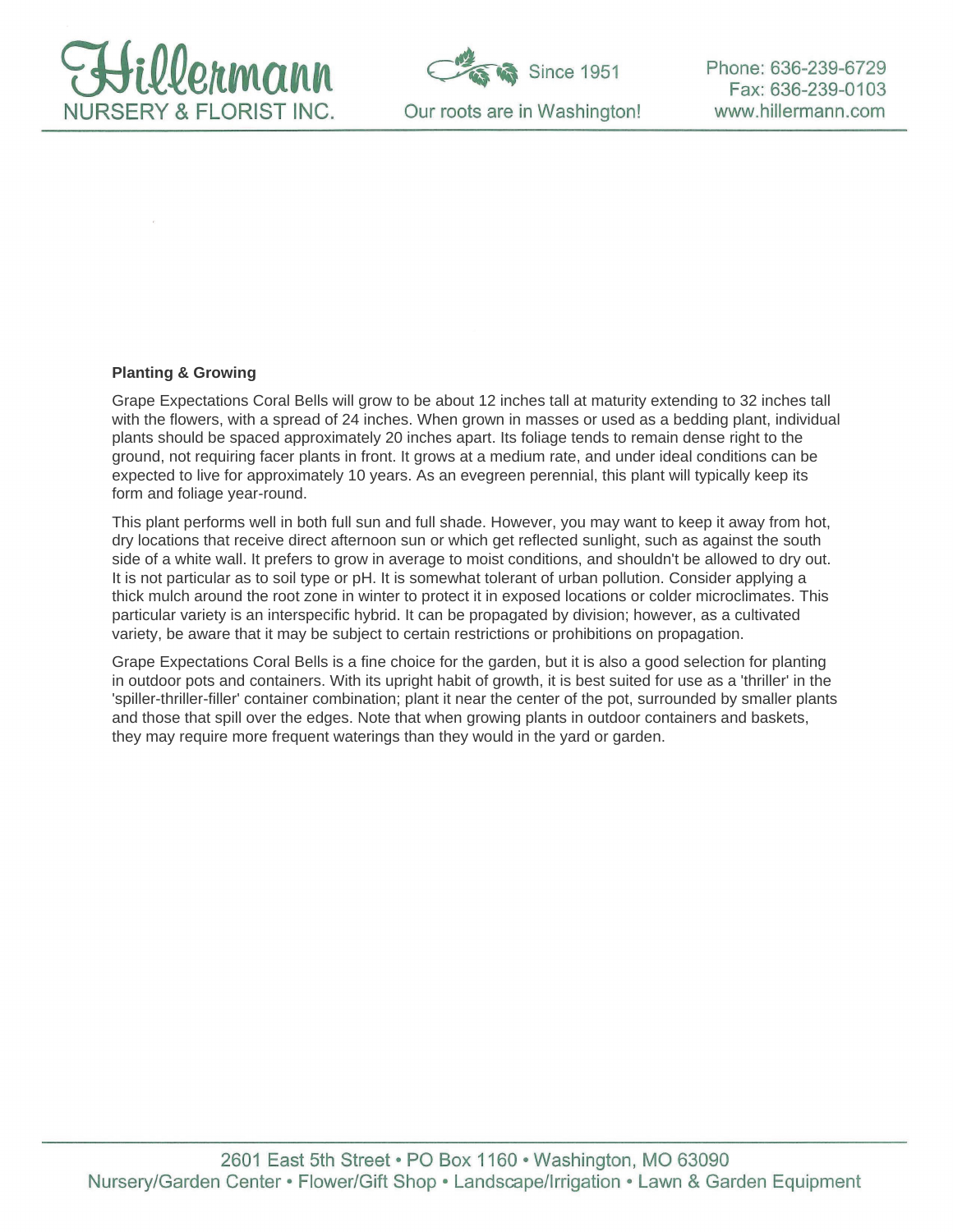**Planting & Growing**

Grape Expectations Coral Bells will grow to be about 12 inches tall at maturity extending to 32 inches tall with the flowers, with a spread of 24 inches. When grown in masses or used as a bedding plant, individual plants should be spaced approximately 20 inches apart. Its foliage tends to remain dense right to the ground, not requiring facer plants in front. It grows at a medium rate, and under ideal conditions can be expected to live for approximately 10 years. As an evegreen perennial, this plant will typically keep its form and foliage year-round.

This plant performs well in both full sun and full shade. However, you may want to keep it away from hot, dry locations that receive direct afternoon sun or which get reflected sunlight, such as against the south side of a white wall. It prefers to grow in average to moist conditions, and shouldn't be allowed to dry out. It is not particular as to soil type or pH. It is somewhat tolerant of urban pollution. Consider applying a thick mulch around the root zone in winter to protect it in exposed locations or colder microclimates. This particular variety is an interspecific hybrid. It can be propagated by division; however, as a cultivated variety, be aware that it may be subject to certain restrictions or prohibitions on propagation.

Grape Expectations Coral Bells is a fine choice for the garden, but it is also a good selection for planting in outdoor pots and containers. With its upright habit of growth, it is best suited for use as a 'thriller' in the 'spiller-thriller-filler' container combination; plant it near the center of the pot, surrounded by smaller plants and those that spill over the edges. Note that when growing plants in outdoor containers and baskets, they may require more frequent waterings than they would in the yard or garden.